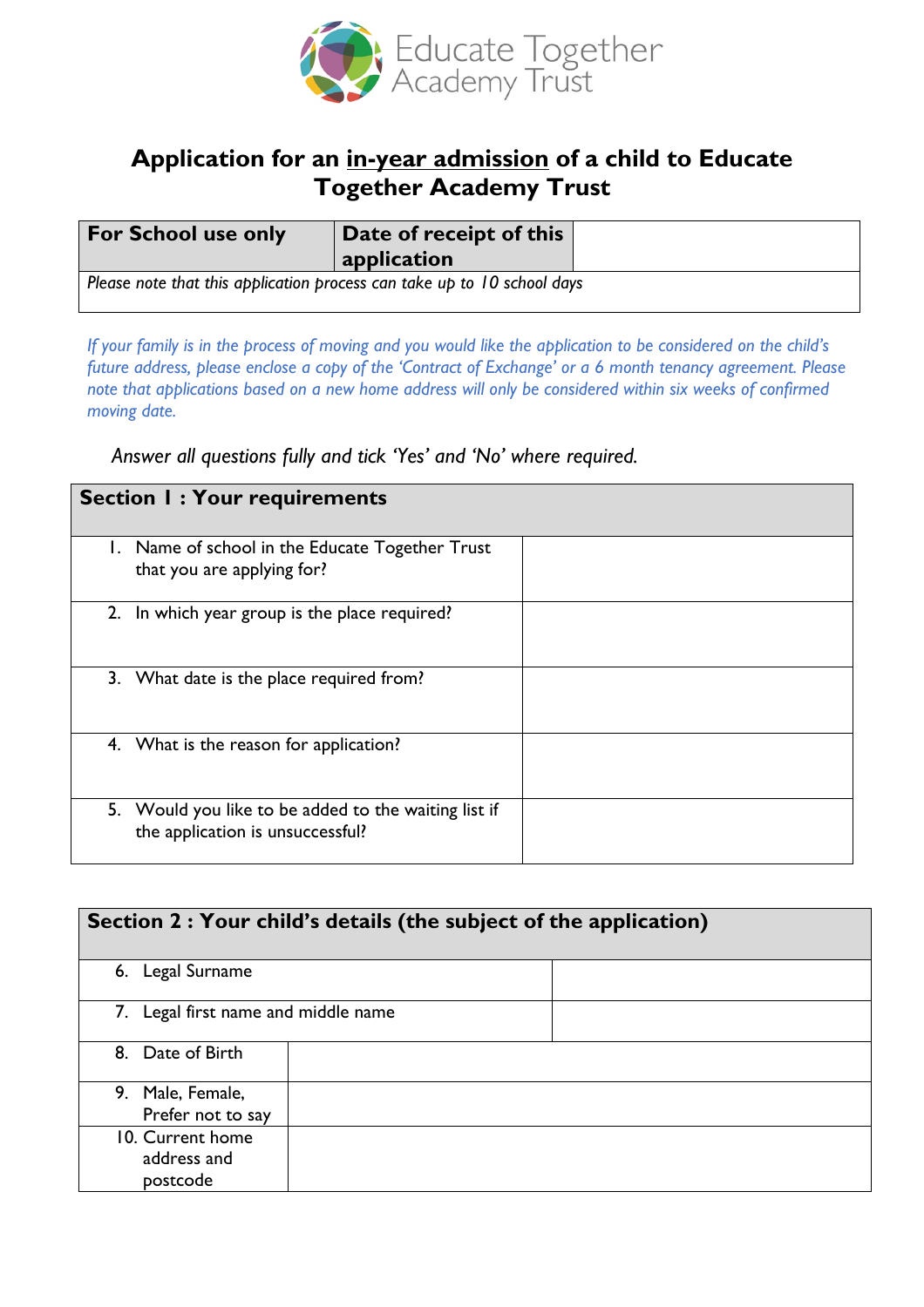Educate Together Academy Trust

# Application for an in-year admission of a child to Educate Together Academy Trust

| For School use only | Date of receipt of this application | |
|---|---|---|
| *Please note that this application process can take up to 10 school days* | | |

*If your family is in the process of moving and you would like the application to be considered on the child's future address, please enclose a copy of the 'Contract of Exchange' or a 6 month tenancy agreement. Please note that applications based on a new home address will only be considered within six weeks of confirmed moving date.*

*Answer all questions fully and tick 'Yes' and 'No' where required.*

| Section 1 : Your requirements | |
|---|---|
| 1. Name of school in the Educate Together Trust that you are applying for? | |
| 2. In which year group is the place required? | |
| 3. What date is the place required from? | |
| 4. What is the reason for application? | |
| 5. Would you like to be added to the waiting list if the application is unsuccessful? | |

| Section 2 : Your child's details (the subject of the application) | |
|---|---|
| 6. Legal Surname | |
| 7. Legal first name and middle name | |
| 8. Date of Birth | |
| 9. Male, Female, Prefer not to say | |
| 10. Current home address and postcode | |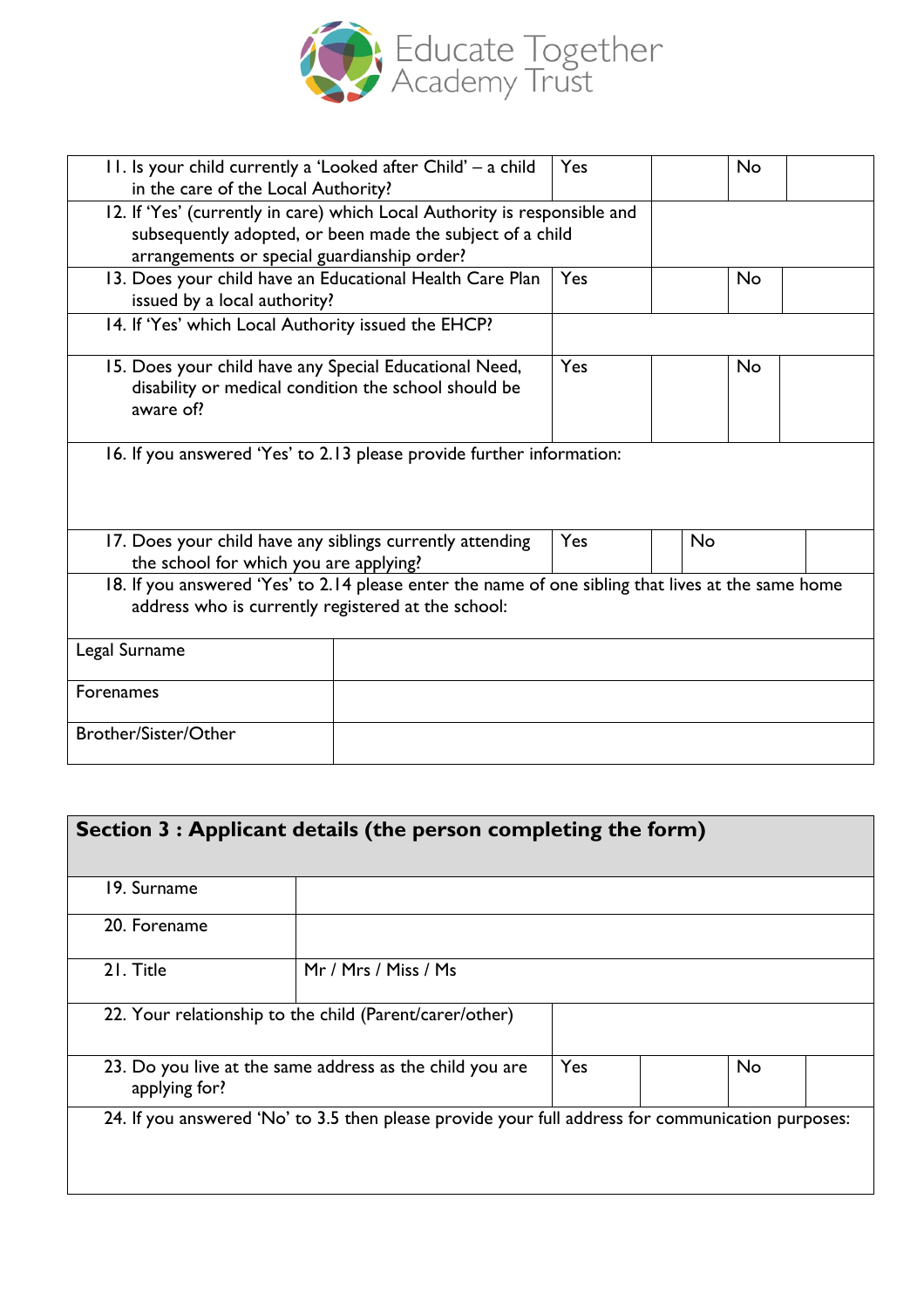Educate Together Academy Trust

| 11. Is your child currently a 'Looked after Child' – a child in the care of the Local Authority? | Yes | | No | |
|---|---|---|---|---|
| 12. If 'Yes' (currently in care) which Local Authority is responsible and subsequently adopted, or been made the subject of a child arrangements or special guardianship order? | | | | |
| 13. Does your child have an Educational Health Care Plan issued by a local authority? | Yes | | No | |
| 14. If 'Yes' which Local Authority issued the EHCP? | | | | |
| 15. Does your child have any Special Educational Need, disability or medical condition the school should be aware of? | Yes | | No | |
| 16. If you answered 'Yes' to 2.13 please provide further information: | | | | |
| 17. Does your child have any siblings currently attending the school for which you are applying? | Yes | | No | |
| 18. If you answered 'Yes' to 2.14 please enter the name of one sibling that lives at the same home address who is currently registered at the school: | | | | |

| Legal Surname | |
|---|---|
| Forenames | |
| Brother/Sister/Other | |

## Section 3 : Applicant details (the person completing the form)

| 19. Surname | |
|---|---|
| 20. Forename | |
| 21. Title | Mr / Mrs / Miss / Ms |

| 22. Your relationship to the child (Parent/carer/other) | | | | |
|---|---|---|---|---|
| 23. Do you live at the same address as the child you are applying for? | Yes | | No | |
| 24. If you answered 'No' to 3.5 then please provide your full address for communication purposes: | | | | |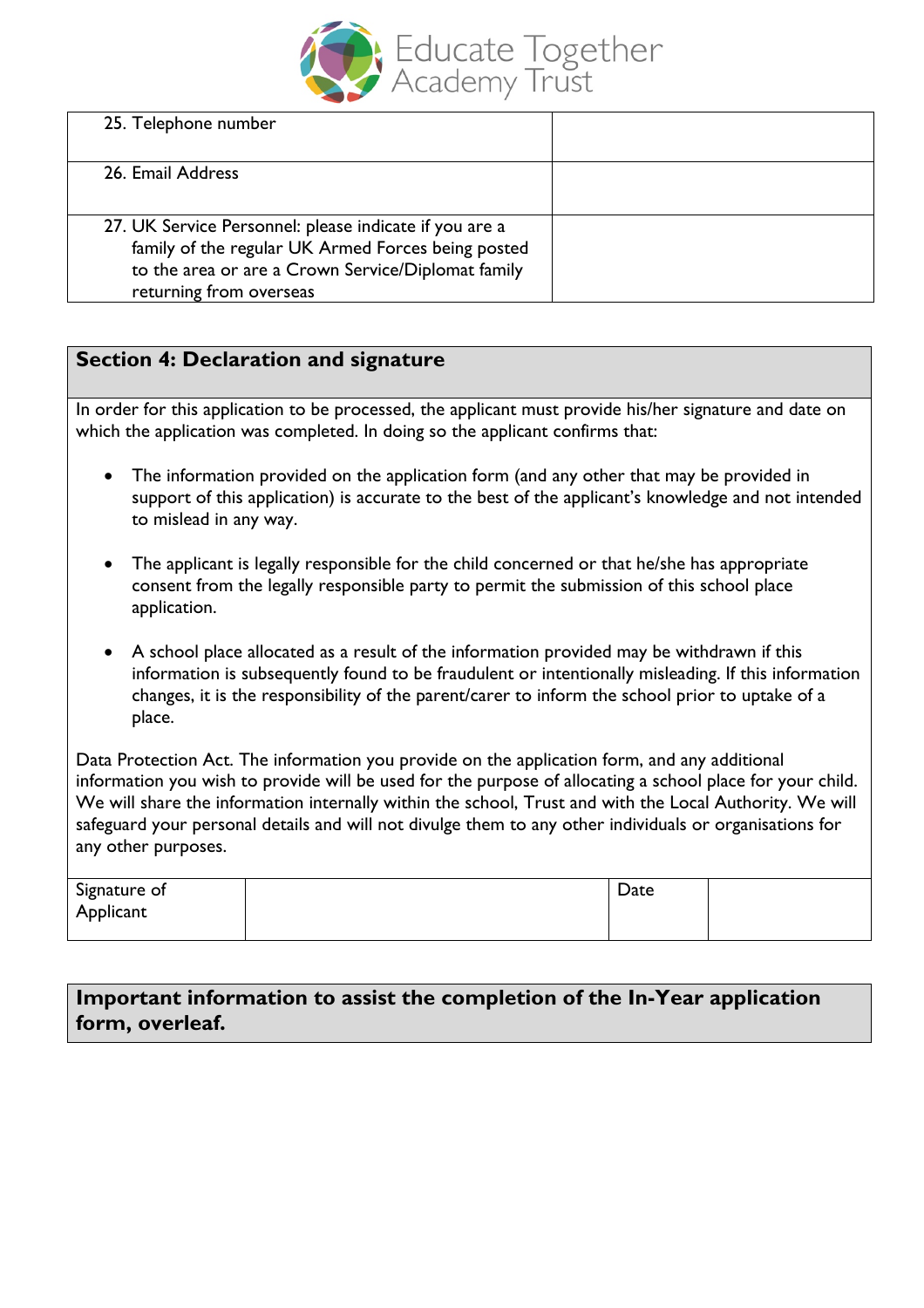| 25. Telephone number | |
|---|---|
| 26. Email Address | |
| 27. UK Service Personnel: please indicate if you are a family of the regular UK Armed Forces being posted to the area or are a Crown Service/Diplomat family returning from overseas | |

## Section 4: Declaration and signature

In order for this application to be processed, the applicant must provide his/her signature and date on which the application was completed. In doing so the applicant confirms that:

- The information provided on the application form (and any other that may be provided in support of this application) is accurate to the best of the applicant's knowledge and not intended to mislead in any way.
- The applicant is legally responsible for the child concerned or that he/she has appropriate consent from the legally responsible party to permit the submission of this school place application.
- A school place allocated as a result of the information provided may be withdrawn if this information is subsequently found to be fraudulent or intentionally misleading. If this information changes, it is the responsibility of the parent/carer to inform the school prior to uptake of a place.

Data Protection Act. The information you provide on the application form, and any additional information you wish to provide will be used for the purpose of allocating a school place for your child. We will share the information internally within the school, Trust and with the Local Authority. We will safeguard your personal details and will not divulge them to any other individuals or organisations for any other purposes.

| Signature of Applicant | | Date | |
|---|---|---|---|

## Important information to assist the completion of the In-Year application form, overleaf.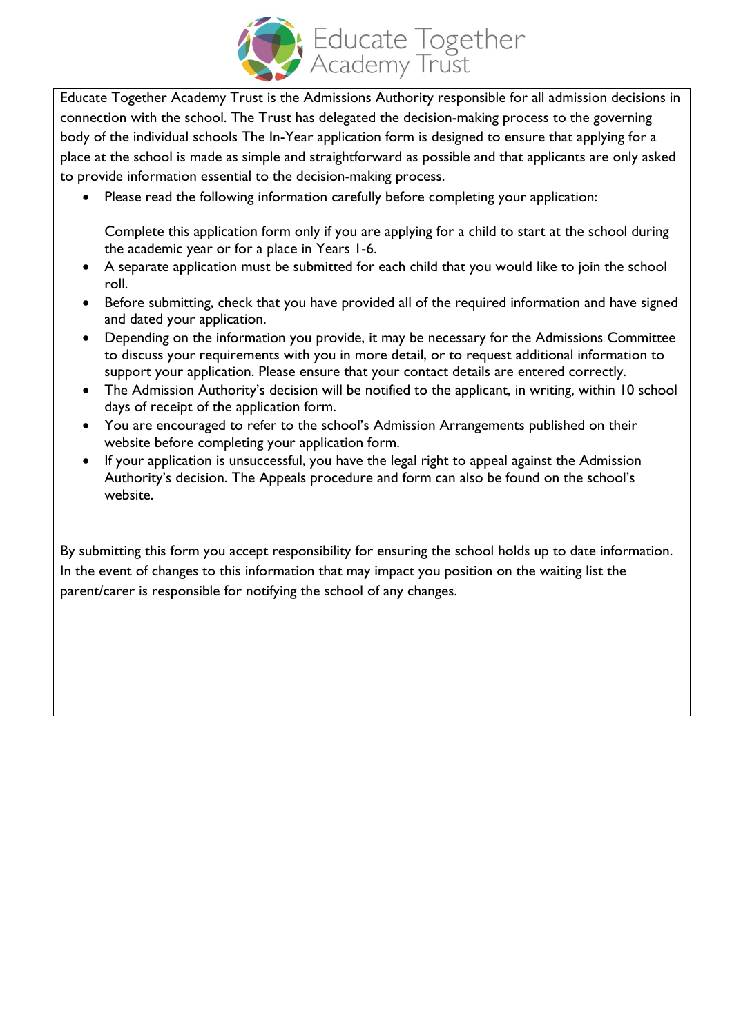Educate Together Academy Trust

Educate Together Academy Trust is the Admissions Authority responsible for all admission decisions in connection with the school. The Trust has delegated the decision-making process to the governing body of the individual schools The In-Year application form is designed to ensure that applying for a place at the school is made as simple and straightforward as possible and that applicants are only asked to provide information essential to the decision-making process.

- Please read the following information carefully before completing your application:

  Complete this application form only if you are applying for a child to start at the school during the academic year or for a place in Years 1-6.
- A separate application must be submitted for each child that you would like to join the school roll.
- Before submitting, check that you have provided all of the required information and have signed and dated your application.
- Depending on the information you provide, it may be necessary for the Admissions Committee to discuss your requirements with you in more detail, or to request additional information to support your application. Please ensure that your contact details are entered correctly.
- The Admission Authority's decision will be notified to the applicant, in writing, within 10 school days of receipt of the application form.
- You are encouraged to refer to the school's Admission Arrangements published on their website before completing your application form.
- If your application is unsuccessful, you have the legal right to appeal against the Admission Authority's decision. The Appeals procedure and form can also be found on the school's website.

By submitting this form you accept responsibility for ensuring the school holds up to date information. In the event of changes to this information that may impact you position on the waiting list the parent/carer is responsible for notifying the school of any changes.